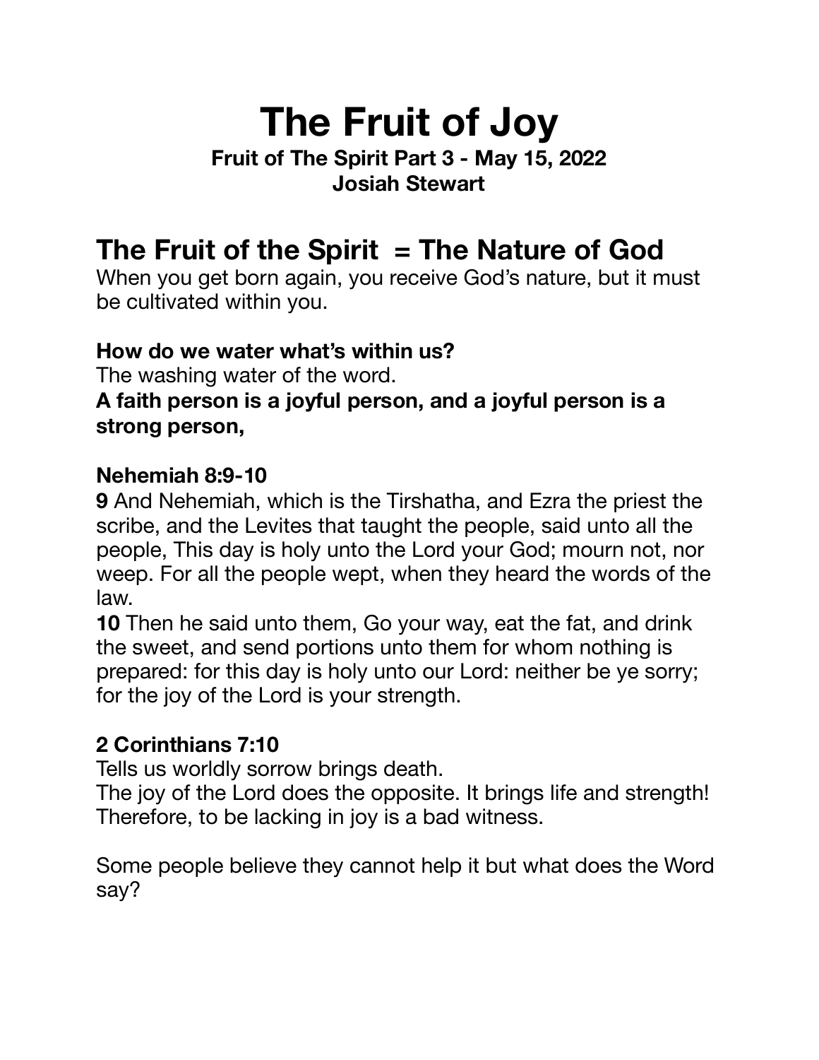# The Fruit of Joy

**Fruit of The Spirit Part 3 - May 15, 2022**
**Josiah Stewart**

## The Fruit of the Spirit  = The Nature of God

When you get born again, you receive God's nature, but it must be cultivated within you.

**How do we water what's within us?**
The washing water of the word.
**A faith person is a joyful person, and a joyful person is a strong person,**

### Nehemiah 8:9-10

**9** And Nehemiah, which is the Tirshatha, and Ezra the priest the scribe, and the Levites that taught the people, said unto all the people, This day is holy unto the Lord your God; mourn not, nor weep. For all the people wept, when they heard the words of the law.
**10** Then he said unto them, Go your way, eat the fat, and drink the sweet, and send portions unto them for whom nothing is prepared: for this day is holy unto our Lord: neither be ye sorry; for the joy of the Lord is your strength.

### 2 Corinthians 7:10

Tells us worldly sorrow brings death.
The joy of the Lord does the opposite. It brings life and strength!
Therefore, to be lacking in joy is a bad witness.

Some people believe they cannot help it but what does the Word say?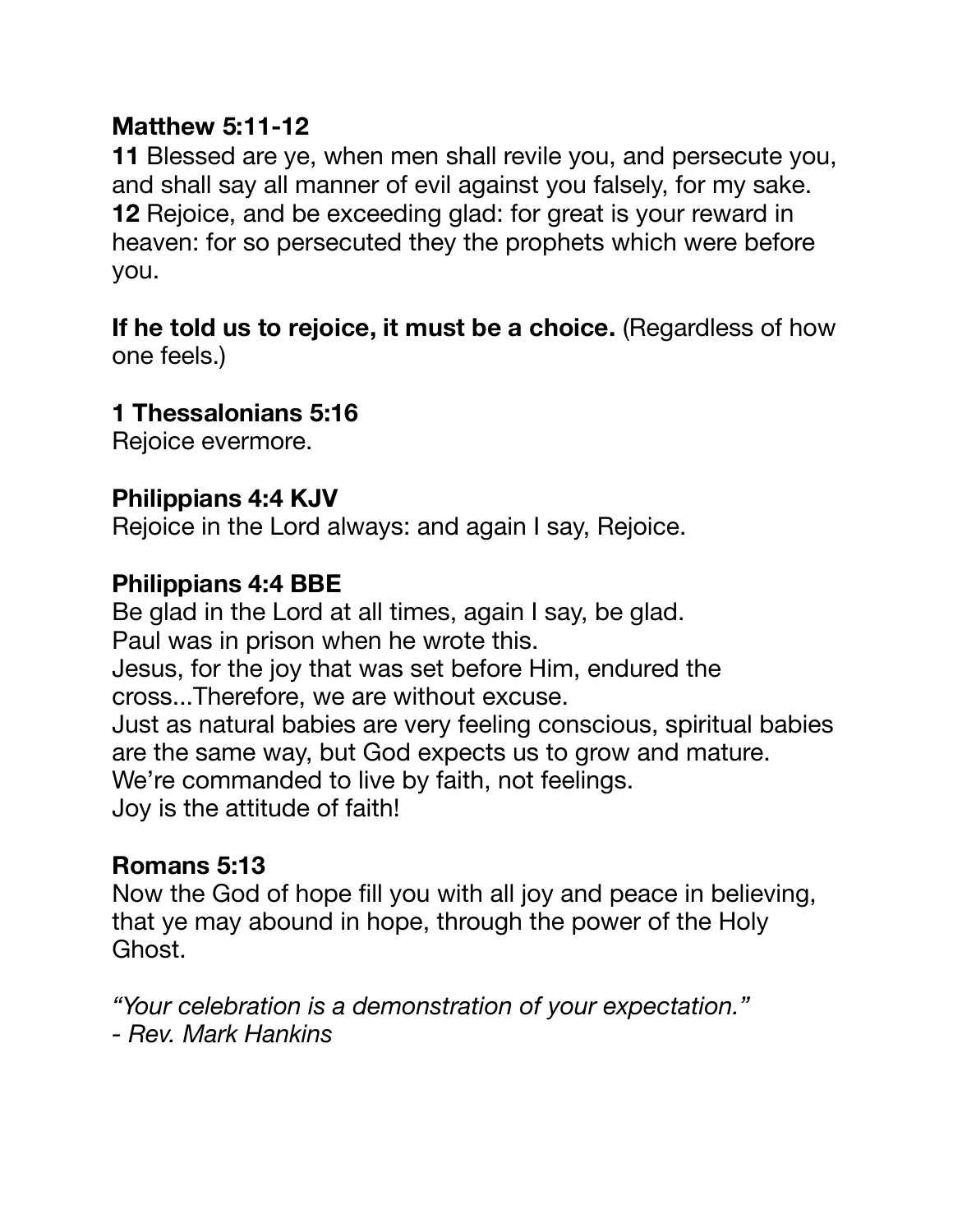**Matthew 5:11-12**
**11** Blessed are ye, when men shall revile you, and persecute you, and shall say all manner of evil against you falsely, for my sake.
**12** Rejoice, and be exceeding glad: for great is your reward in heaven: for so persecuted they the prophets which were before you.

**If he told us to rejoice, it must be a choice.** (Regardless of how one feels.)

**1 Thessalonians 5:16**
Rejoice evermore.

**Philippians 4:4 KJV**
Rejoice in the Lord always: and again I say, Rejoice.

**Philippians 4:4 BBE**
Be glad in the Lord at all times, again I say, be glad.
Paul was in prison when he wrote this.
Jesus, for the joy that was set before Him, endured the cross...Therefore, we are without excuse.
Just as natural babies are very feeling conscious, spiritual babies are the same way, but God expects us to grow and mature.
We're commanded to live by faith, not feelings.
Joy is the attitude of faith!

**Romans 5:13**
Now the God of hope fill you with all joy and peace in believing, that ye may abound in hope, through the power of the Holy Ghost.

*"Your celebration is a demonstration of your expectation."*
*- Rev. Mark Hankins*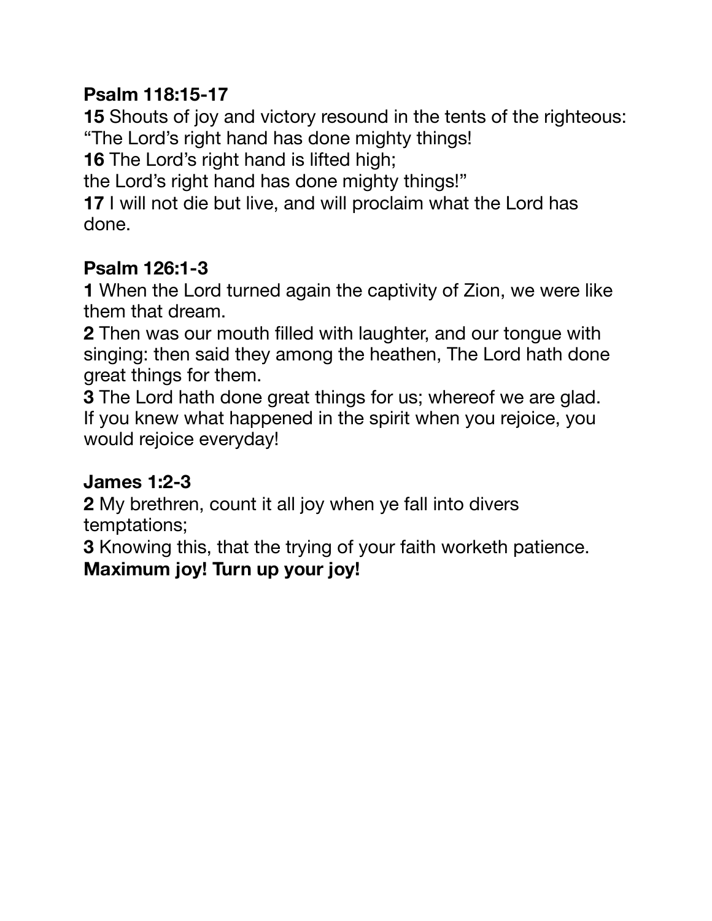**Psalm 118:15-17**

**15** Shouts of joy and victory resound in the tents of the righteous: "The Lord's right hand has done mighty things!

**16** The Lord's right hand is lifted high;
the Lord's right hand has done mighty things!"

**17** I will not die but live, and will proclaim what the Lord has done.

**Psalm 126:1-3**

**1** When the Lord turned again the captivity of Zion, we were like them that dream.

**2** Then was our mouth filled with laughter, and our tongue with singing: then said they among the heathen, The Lord hath done great things for them.

**3** The Lord hath done great things for us; whereof we are glad.
If you knew what happened in the spirit when you rejoice, you would rejoice everyday!

**James 1:2-3**

**2** My brethren, count it all joy when ye fall into divers temptations;

**3** Knowing this, that the trying of your faith worketh patience.
**Maximum joy! Turn up your joy!**